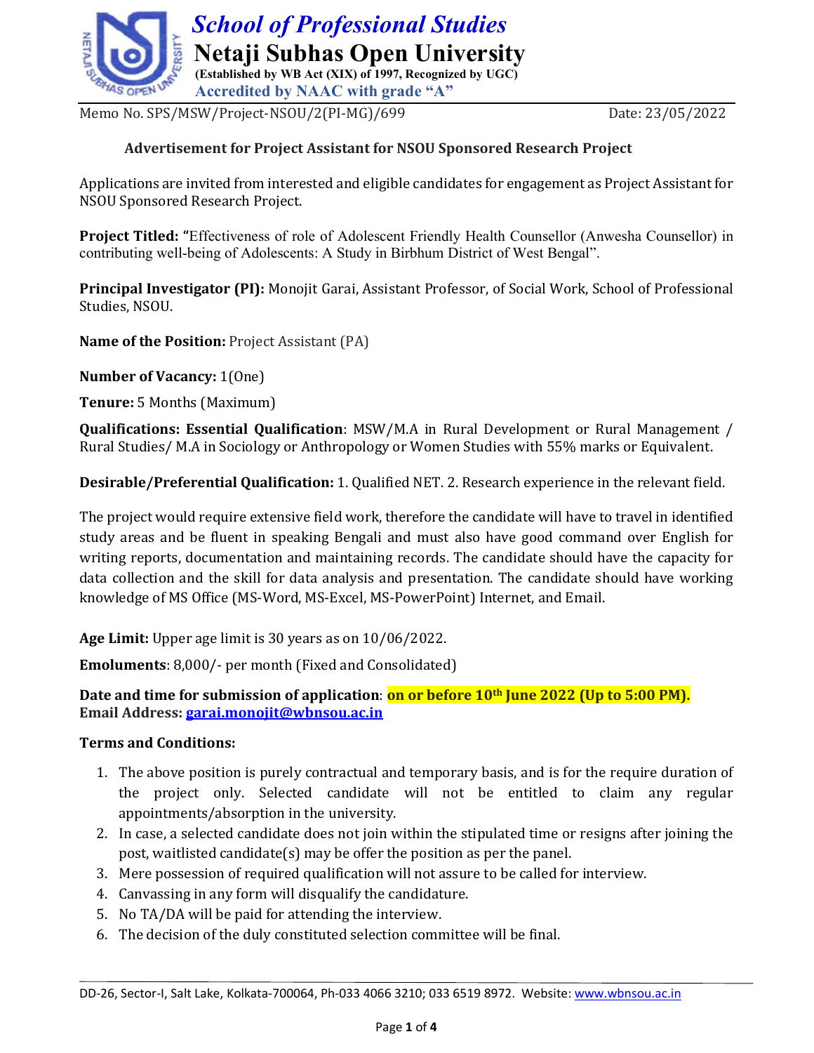# School of Professional Studies
## Netaji Subhas Open University
**(Established by WB Act (XIX) of 1997, Recognized by UGC)**
**Accredited by NAAC with grade "A"**

Memo No. SPS/MSW/Project-NSOU/2(PI-MG)/699 Date: 23/05/2022

### Advertisement for Project Assistant for NSOU Sponsored Research Project

Applications are invited from interested and eligible candidates for engagement as Project Assistant for NSOU Sponsored Research Project.

**Project Titled:** "Effectiveness of role of Adolescent Friendly Health Counsellor (Anwesha Counsellor) in contributing well-being of Adolescents: A Study in Birbhum District of West Bengal".

**Principal Investigator (PI):** Monojit Garai, Assistant Professor, of Social Work, School of Professional Studies, NSOU.

**Name of the Position:** Project Assistant (PA)

**Number of Vacancy:** 1(One)

**Tenure:** 5 Months (Maximum)

**Qualifications: Essential Qualification**: MSW/M.A in Rural Development or Rural Management / Rural Studies/ M.A in Sociology or Anthropology or Women Studies with 55% marks or Equivalent.

**Desirable/Preferential Qualification:** 1. Qualified NET. 2. Research experience in the relevant field.

The project would require extensive field work, therefore the candidate will have to travel in identified study areas and be fluent in speaking Bengali and must also have good command over English for writing reports, documentation and maintaining records. The candidate should have the capacity for data collection and the skill for data analysis and presentation. The candidate should have working knowledge of MS Office (MS-Word, MS-Excel, MS-PowerPoint) Internet, and Email.

**Age Limit:** Upper age limit is 30 years as on 10/06/2022.

**Emoluments**: 8,000/- per month (Fixed and Consolidated)

**Date and time for submission of application**: **on or before 10th June 2022 (Up to 5:00 PM).**
**Email Address: garai.monojit@wbnsou.ac.in**

**Terms and Conditions:**

1. The above position is purely contractual and temporary basis, and is for the require duration of the project only. Selected candidate will not be entitled to claim any regular appointments/absorption in the university.
2. In case, a selected candidate does not join within the stipulated time or resigns after joining the post, waitlisted candidate(s) may be offer the position as per the panel.
3. Mere possession of required qualification will not assure to be called for interview.
4. Canvassing in any form will disqualify the candidature.
5. No TA/DA will be paid for attending the interview.
6. The decision of the duly constituted selection committee will be final.

DD-26, Sector-I, Salt Lake, Kolkata-700064, Ph-033 4066 3210; 033 6519 8972. Website: www.wbnsou.ac.in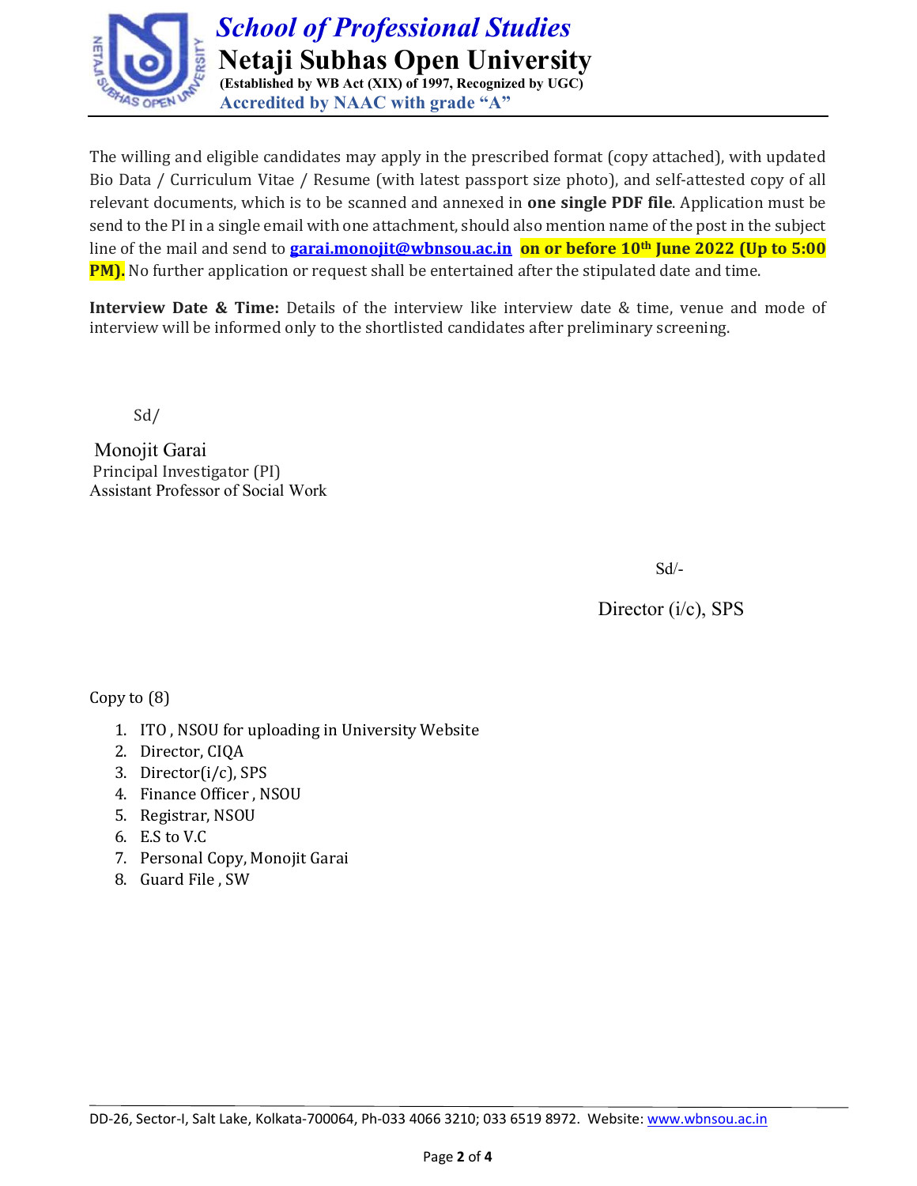The willing and eligible candidates may apply in the prescribed format (copy attached), with updated Bio Data / Curriculum Vitae / Resume (with latest passport size photo), and self-attested copy of all relevant documents, which is to be scanned and annexed in **one single PDF file**. Application must be send to the PI in a single email with one attachment, should also mention name of the post in the subject line of the mail and send to **garai.monojit@wbnsou.ac.in** **on or before 10th June 2022 (Up to 5:00 PM).** No further application or request shall be entertained after the stipulated date and time.

**Interview Date & Time:** Details of the interview like interview date & time, venue and mode of interview will be informed only to the shortlisted candidates after preliminary screening.

Sd/

Monojit Garai
Principal Investigator (PI)
Assistant Professor of Social Work

Sd/-

Director (i/c), SPS

Copy to (8)

1. ITO , NSOU for uploading in University Website
2. Director, CIQA
3. Director(i/c), SPS
4. Finance Officer , NSOU
5. Registrar, NSOU
6. E.S to V.C
7. Personal Copy, Monojit Garai
8. Guard File , SW

DD-26, Sector-I, Salt Lake, Kolkata-700064, Ph-033 4066 3210; 033 6519 8972. Website: www.wbnsou.ac.in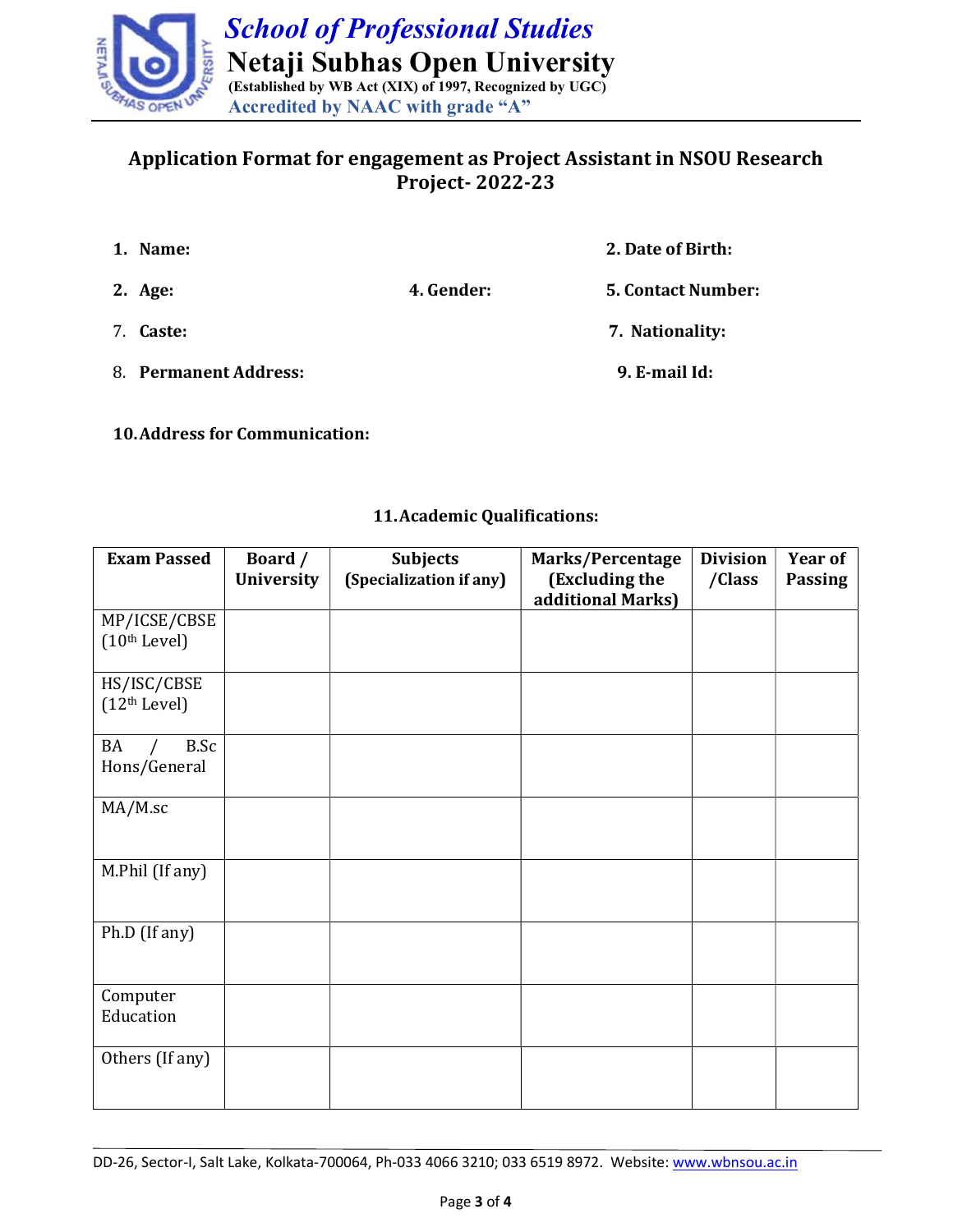*School of Professional Studies*

**Netaji Subhas Open University**

**(Established by WB Act (XIX) of 1997, Recognized by UGC)**

**Accredited by NAAC with grade "A"**

## Application Format for engagement as Project Assistant in NSOU Research Project- 2022-23

1. **Name:**

2. **Date of Birth:**

2. **Age:**

4. **Gender:**

5. **Contact Number:**

7. **Caste:**

7. **Nationality:**

8. **Permanent Address:**

9. **E-mail Id:**

10. **Address for Communication:**

**11. Academic Qualifications:**

| Exam Passed | Board / University | Subjects (Specialization if any) | Marks/Percentage (Excluding the additional Marks) | Division /Class | Year of Passing |
|---|---|---|---|---|---|
| MP/ICSE/CBSE (10th Level) | | | | | |
| HS/ISC/CBSE (12th Level) | | | | | |
| BA / B.Sc Hons/General | | | | | |
| MA/M.sc | | | | | |
| M.Phil (If any) | | | | | |
| Ph.D (If any) | | | | | |
| Computer Education | | | | | |
| Others (If any) | | | | | |

DD-26, Sector-I, Salt Lake, Kolkata-700064, Ph-033 4066 3210; 033 6519 8972. Website: www.wbnsou.ac.in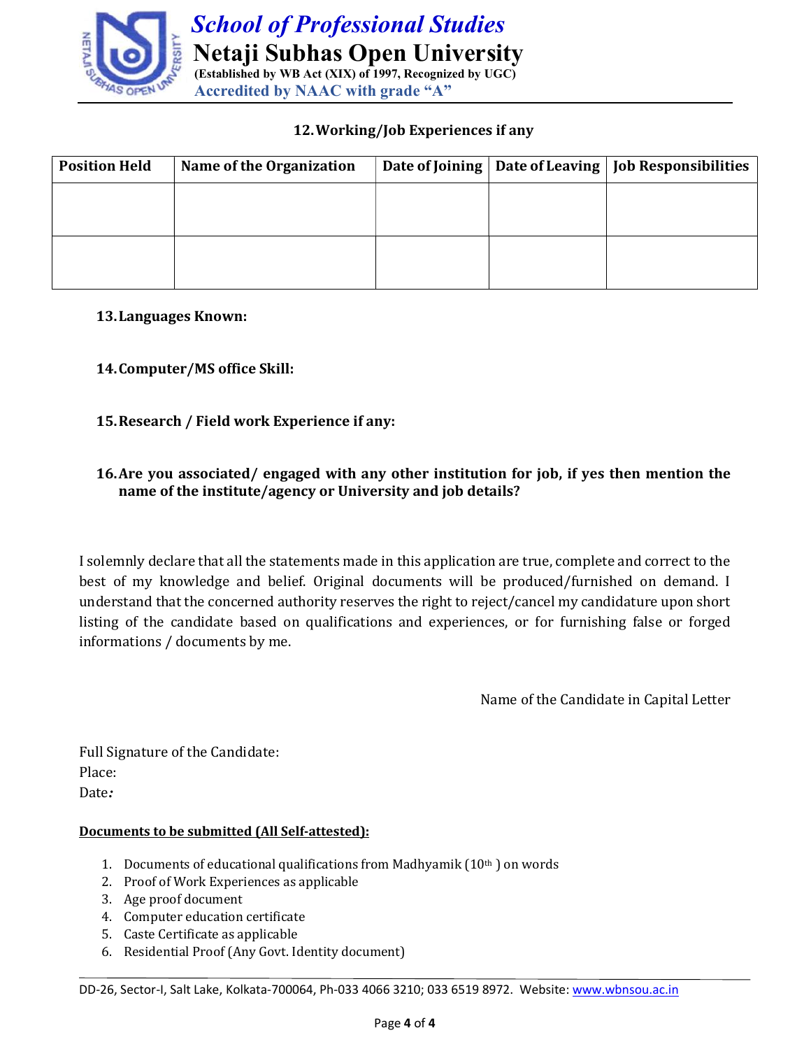## 12. Working/Job Experiences if any

| Position Held | Name of the Organization | Date of Joining | Date of Leaving | Job Responsibilities |
|---|---|---|---|---|
| | | | | |
| | | | | |

**13. Languages Known:**

**14. Computer/MS office Skill:**

**15. Research / Field work Experience if any:**

**16. Are you associated/ engaged with any other institution for job, if yes then mention the name of the institute/agency or University and job details?**

I solemnly declare that all the statements made in this application are true, complete and correct to the best of my knowledge and belief. Original documents will be produced/furnished on demand. I understand that the concerned authority reserves the right to reject/cancel my candidature upon short listing of the candidate based on qualifications and experiences, or for furnishing false or forged informations / documents by me.

Name of the Candidate in Capital Letter

Full Signature of the Candidate:
Place:
Date*:*

**<u>Documents to be submitted (All Self-attested):</u>**

1. Documents of educational qualifications from Madhyamik (10th ) on words
2. Proof of Work Experiences as applicable
3. Age proof document
4. Computer education certificate
5. Caste Certificate as applicable
6. Residential Proof (Any Govt. Identity document)

DD-26, Sector-I, Salt Lake, Kolkata-700064, Ph-033 4066 3210; 033 6519 8972. Website: www.wbnsou.ac.in